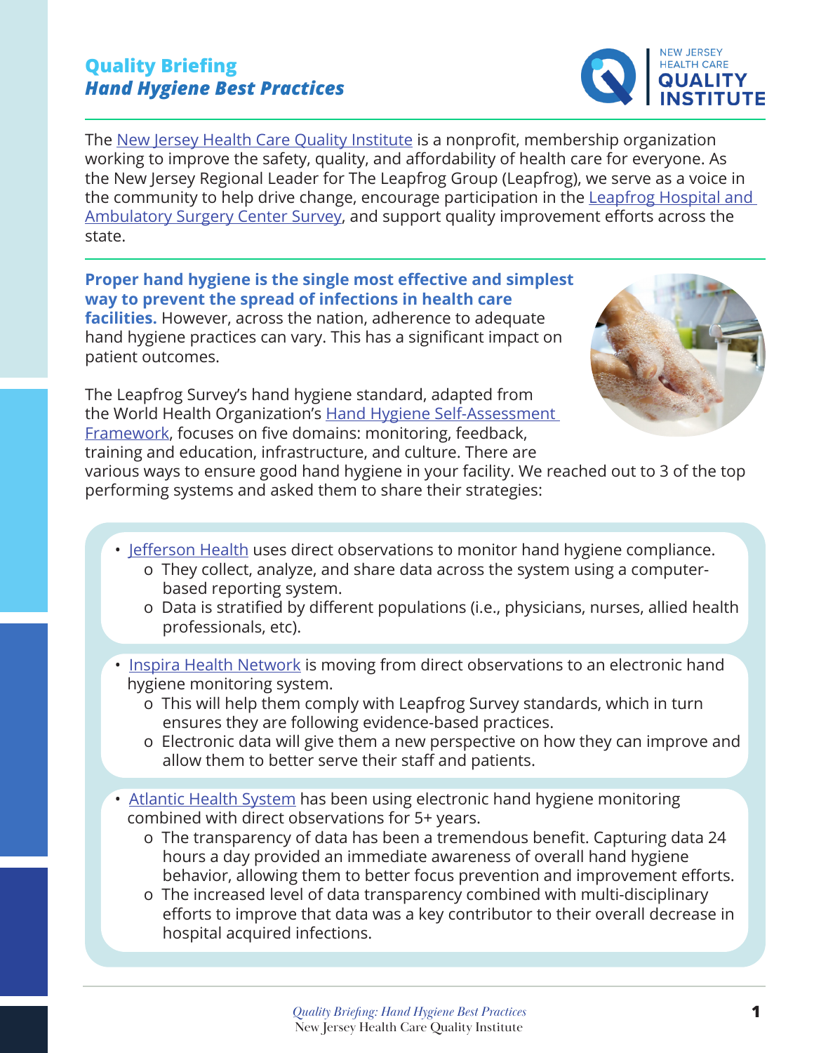# Quality Briefing
## *Hand Hygiene Best Practices*

The New Jersey Health Care Quality Institute is a nonprofit, membership organization working to improve the safety, quality, and affordability of health care for everyone. As the New Jersey Regional Leader for The Leapfrog Group (Leapfrog), we serve as a voice in the community to help drive change, encourage participation in the Leapfrog Hospital and Ambulatory Surgery Center Survey, and support quality improvement efforts across the state.

**Proper hand hygiene is the single most effective and simplest way to prevent the spread of infections in health care facilities.** However, across the nation, adherence to adequate hand hygiene practices can vary. This has a significant impact on patient outcomes.

The Leapfrog Survey's hand hygiene standard, adapted from the World Health Organization's Hand Hygiene Self-Assessment Framework, focuses on five domains: monitoring, feedback, training and education, infrastructure, and culture. There are various ways to ensure good hand hygiene in your facility. We reached out to 3 of the top performing systems and asked them to share their strategies:

- Jefferson Health uses direct observations to monitor hand hygiene compliance.
  - They collect, analyze, and share data across the system using a computer-based reporting system.
  - Data is stratified by different populations (i.e., physicians, nurses, allied health professionals, etc).
- Inspira Health Network is moving from direct observations to an electronic hand hygiene monitoring system.
  - This will help them comply with Leapfrog Survey standards, which in turn ensures they are following evidence-based practices.
  - Electronic data will give them a new perspective on how they can improve and allow them to better serve their staff and patients.
- Atlantic Health System has been using electronic hand hygiene monitoring combined with direct observations for 5+ years.
  - The transparency of data has been a tremendous benefit. Capturing data 24 hours a day provided an immediate awareness of overall hand hygiene behavior, allowing them to better focus prevention and improvement efforts.
  - The increased level of data transparency combined with multi-disciplinary efforts to improve that data was a key contributor to their overall decrease in hospital acquired infections.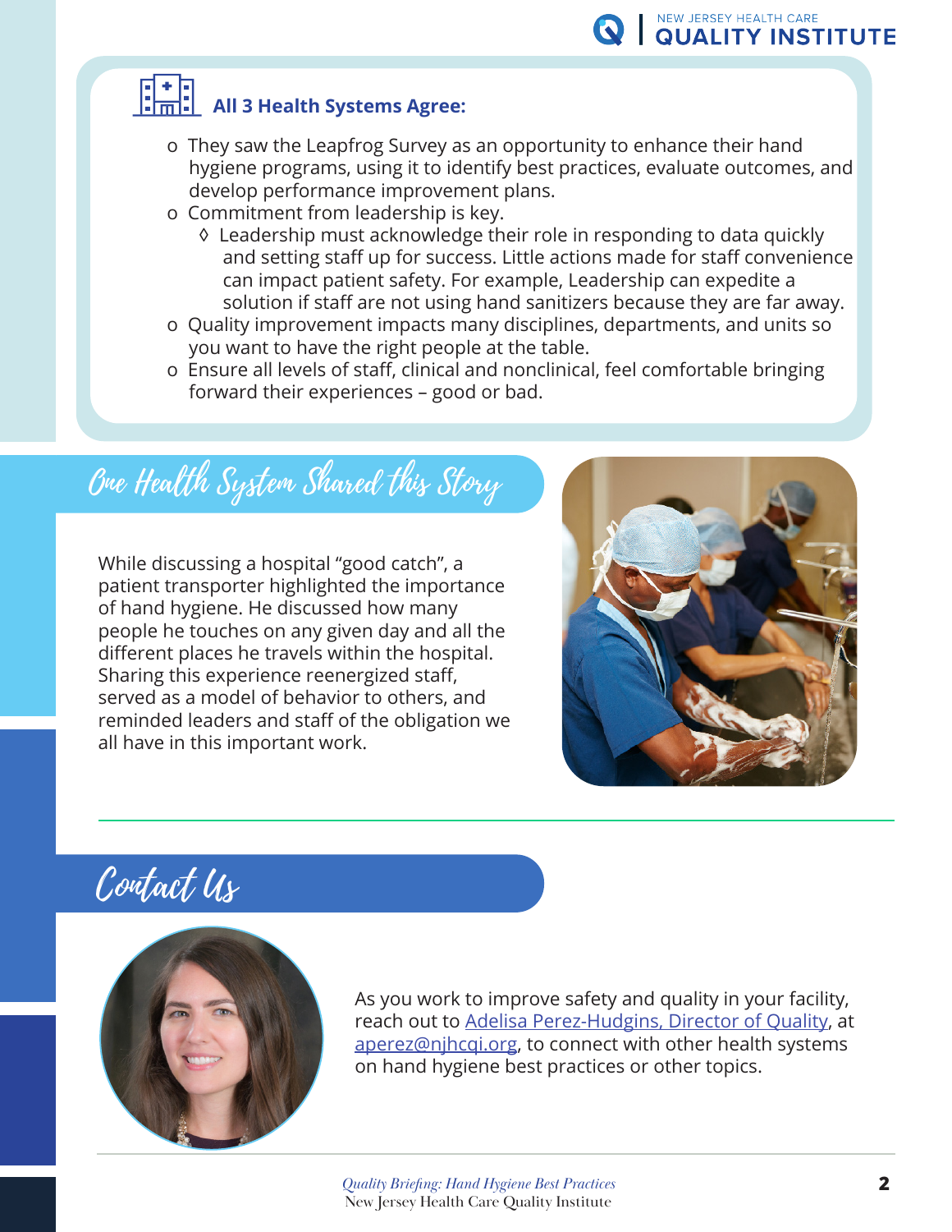### All 3 Health Systems Agree:

- They saw the Leapfrog Survey as an opportunity to enhance their hand hygiene programs, using it to identify best practices, evaluate outcomes, and develop performance improvement plans.
- Commitment from leadership is key.
  - Leadership must acknowledge their role in responding to data quickly and setting staff up for success. Little actions made for staff convenience can impact patient safety. For example, Leadership can expedite a solution if staff are not using hand sanitizers because they are far away.
- Quality improvement impacts many disciplines, departments, and units so you want to have the right people at the table.
- Ensure all levels of staff, clinical and nonclinical, feel comfortable bringing forward their experiences – good or bad.

## One Health System Shared this Story

While discussing a hospital "good catch", a patient transporter highlighted the importance of hand hygiene. He discussed how many people he touches on any given day and all the different places he travels within the hospital. Sharing this experience reenergized staff, served as a model of behavior to others, and reminded leaders and staff of the obligation we all have in this important work.

## Contact Us

As you work to improve safety and quality in your facility, reach out to Adelisa Perez-Hudgins, Director of Quality, at aperez@njhcqi.org, to connect with other health systems on hand hygiene best practices or other topics.